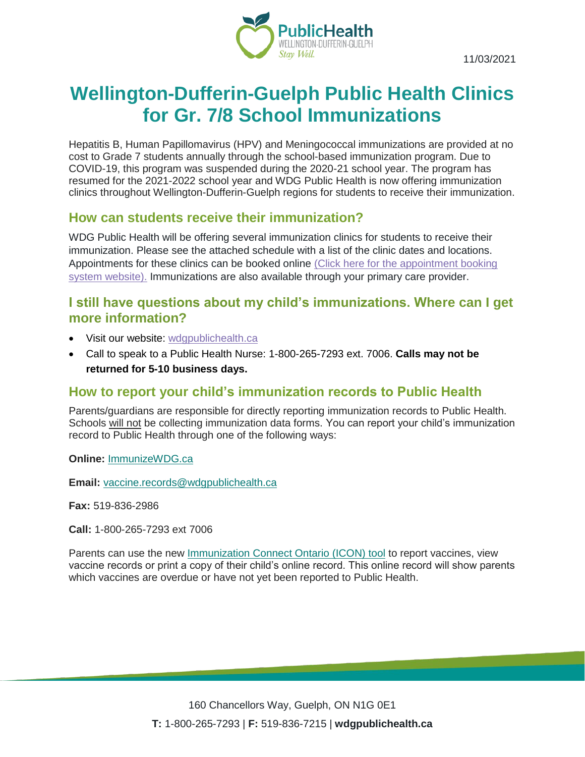11/03/2021

# Wellington-Dufferin-Guelph Public Health Clinics for Gr. 7/8 School Immunizations

Hepatitis B, Human Papillomavirus (HPV) and Meningococcal immunizations are provided at no cost to Grade 7 students annually through the school-based immunization program. Due to COVID-19, this program was suspended during the 2020-21 school year. The program has resumed for the 2021-2022 school year and WDG Public Health is now offering immunization clinics throughout Wellington-Dufferin-Guelph regions for students to receive their immunization.

## How can students receive their immunization?

WDG Public Health will be offering several immunization clinics for students to receive their immunization. Please see the attached schedule with a list of the clinic dates and locations. Appointments for these clinics can be booked online (Click here for the appointment booking system website). Immunizations are also available through your primary care provider.

## I still have questions about my child's immunizations. Where can I get more information?

- Visit our website: wdgpublichealth.ca
- Call to speak to a Public Health Nurse: 1-800-265-7293 ext. 7006. **Calls may not be returned for 5-10 business days.**

## How to report your child's immunization records to Public Health

Parents/guardians are responsible for directly reporting immunization records to Public Health. Schools will not be collecting immunization data forms. You can report your child's immunization record to Public Health through one of the following ways:

**Online:** ImmunizeWDG.ca

**Email:** vaccine.records@wdgpublichealth.ca

**Fax:** 519-836-2986

**Call:** 1-800-265-7293 ext 7006

Parents can use the new Immunization Connect Ontario (ICON) tool to report vaccines, view vaccine records or print a copy of their child's online record. This online record will show parents which vaccines are overdue or have not yet been reported to Public Health.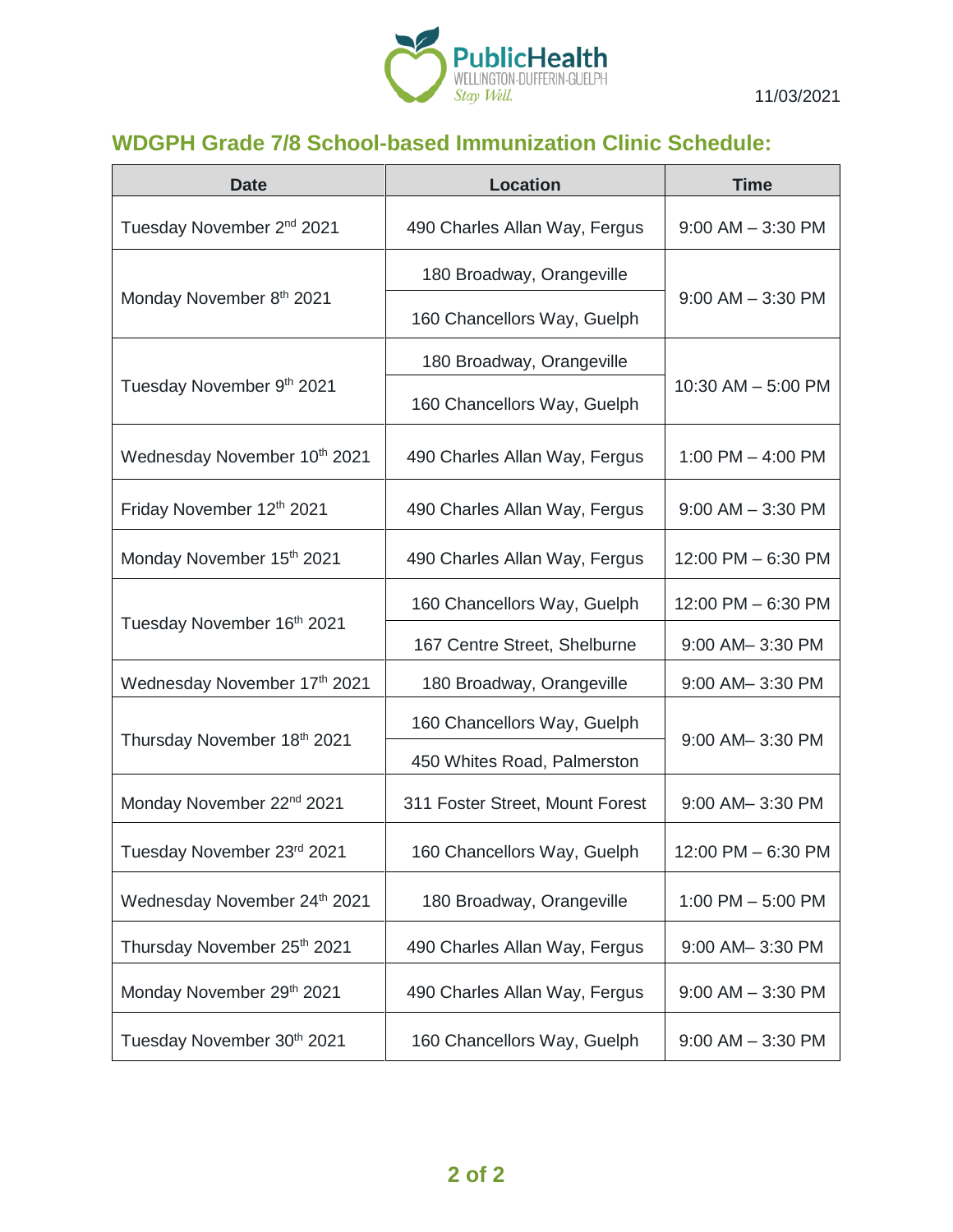11/03/2021

## WDGPH Grade 7/8 School-based Immunization Clinic Schedule:

| Date | Location | Time |
|---|---|---|
| Tuesday November 2nd 2021 | 490 Charles Allan Way, Fergus | 9:00 AM – 3:30 PM |
| Monday November 8th 2021 | 180 Broadway, Orangeville | 9:00 AM – 3:30 PM |
| | 160 Chancellors Way, Guelph | |
| Tuesday November 9th 2021 | 180 Broadway, Orangeville | 10:30 AM – 5:00 PM |
| | 160 Chancellors Way, Guelph | |
| Wednesday November 10th 2021 | 490 Charles Allan Way, Fergus | 1:00 PM – 4:00 PM |
| Friday November 12th 2021 | 490 Charles Allan Way, Fergus | 9:00 AM – 3:30 PM |
| Monday November 15th 2021 | 490 Charles Allan Way, Fergus | 12:00 PM – 6:30 PM |
| Tuesday November 16th 2021 | 160 Chancellors Way, Guelph | 12:00 PM – 6:30 PM |
| | 167 Centre Street, Shelburne | 9:00 AM– 3:30 PM |
| Wednesday November 17th 2021 | 180 Broadway, Orangeville | 9:00 AM– 3:30 PM |
| Thursday November 18th 2021 | 160 Chancellors Way, Guelph | 9:00 AM– 3:30 PM |
| | 450 Whites Road, Palmerston | |
| Monday November 22nd 2021 | 311 Foster Street, Mount Forest | 9:00 AM– 3:30 PM |
| Tuesday November 23rd 2021 | 160 Chancellors Way, Guelph | 12:00 PM – 6:30 PM |
| Wednesday November 24th 2021 | 180 Broadway, Orangeville | 1:00 PM – 5:00 PM |
| Thursday November 25th 2021 | 490 Charles Allan Way, Fergus | 9:00 AM– 3:30 PM |
| Monday November 29th 2021 | 490 Charles Allan Way, Fergus | 9:00 AM – 3:30 PM |
| Tuesday November 30th 2021 | 160 Chancellors Way, Guelph | 9:00 AM – 3:30 PM |